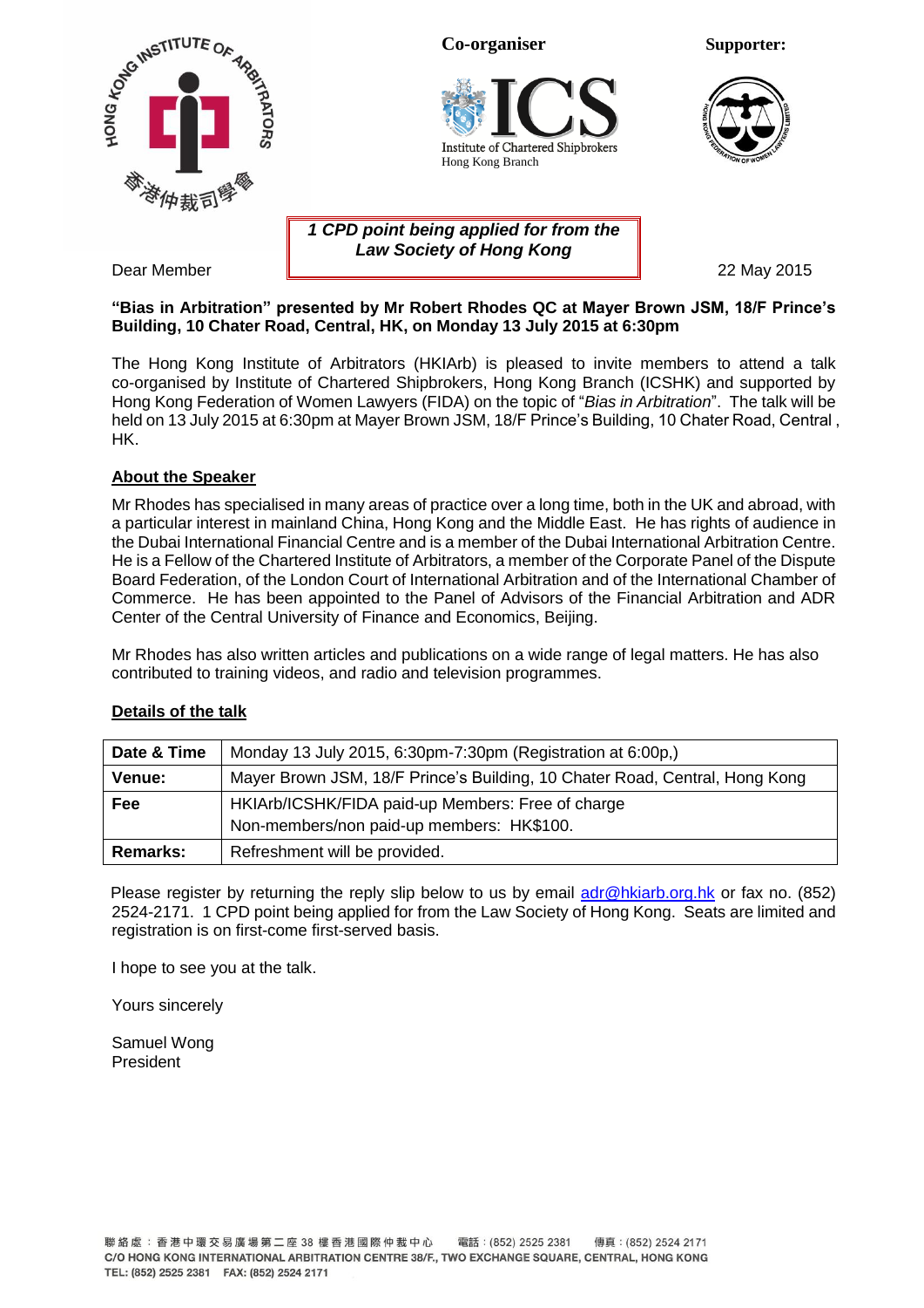Co-organiser

Supporter:

**_1 CPD point being applied for from the Law Society of Hong Kong_**

Dear Member

22 May 2015

**"Bias in Arbitration" presented by Mr Robert Rhodes QC at Mayer Brown JSM, 18/F Prince's Building, 10 Chater Road, Central, HK, on Monday 13 July 2015 at 6:30pm**

The Hong Kong Institute of Arbitrators (HKIArb) is pleased to invite members to attend a talk co-organised by Institute of Chartered Shipbrokers, Hong Kong Branch (ICSHK) and supported by Hong Kong Federation of Women Lawyers (FIDA) on the topic of "*Bias in Arbitration*". The talk will be held on 13 July 2015 at 6:30pm at Mayer Brown JSM, 18/F Prince's Building, 10 Chater Road, Central , HK.

**About the Speaker**

Mr Rhodes has specialised in many areas of practice over a long time, both in the UK and abroad, with a particular interest in mainland China, Hong Kong and the Middle East. He has rights of audience in the Dubai International Financial Centre and is a member of the Dubai International Arbitration Centre. He is a Fellow of the Chartered Institute of Arbitrators, a member of the Corporate Panel of the Dispute Board Federation, of the London Court of International Arbitration and of the International Chamber of Commerce. He has been appointed to the Panel of Advisors of the Financial Arbitration and ADR Center of the Central University of Finance and Economics, Beijing.

Mr Rhodes has also written articles and publications on a wide range of legal matters. He has also contributed to training videos, and radio and television programmes.

**Details of the talk**

| | |
|---|---|
| **Date & Time** | Monday 13 July 2015, 6:30pm-7:30pm (Registration at 6:00p,) |
| **Venue:** | Mayer Brown JSM, 18/F Prince's Building, 10 Chater Road, Central, Hong Kong |
| **Fee** | HKIArb/ICSHK/FIDA paid-up Members: Free of charge<br>Non-members/non paid-up members: HK$100. |
| **Remarks:** | Refreshment will be provided. |

Please register by returning the reply slip below to us by email adr@hkiarb.org.hk or fax no. (852) 2524-2171. 1 CPD point being applied for from the Law Society of Hong Kong. Seats are limited and registration is on first-come first-served basis.

I hope to see you at the talk.

Yours sincerely

Samuel Wong
President

聯絡處：香港中環交易廣場第二座38樓香港國際仲裁中心　電話：(852) 2525 2381　傳真：(852) 2524 2171
C/O HONG KONG INTERNATIONAL ARBITRATION CENTRE 38/F., TWO EXCHANGE SQUARE, CENTRAL, HONG KONG
TEL: (852) 2525 2381　FAX: (852) 2524 2171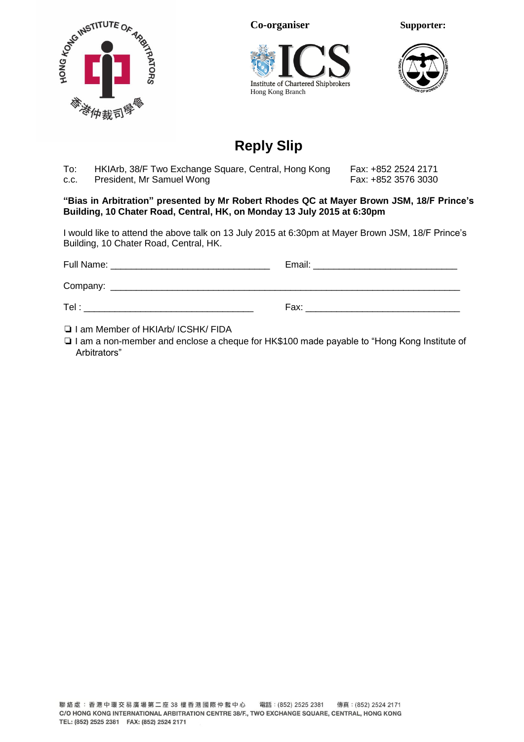Co-organiser

Institute of Chartered Shipbrokers
Hong Kong Branch

Supporter:

# Reply Slip

To: HKIArb, 38/F Two Exchange Square, Central, Hong Kong Fax: +852 2524 2171
c.c. President, Mr Samuel Wong Fax: +852 3576 3030

**"Bias in Arbitration" presented by Mr Robert Rhodes QC at Mayer Brown JSM, 18/F Prince's Building, 10 Chater Road, Central, HK, on Monday 13 July 2015 at 6:30pm**

I would like to attend the above talk on 13 July 2015 at 6:30pm at Mayer Brown JSM, 18/F Prince's Building, 10 Chater Road, Central, HK.

Full Name: ______________________________ Email: ___________________________

Company: ___________________________________________________________________

Tel : ________________________________ Fax: _____________________________

❏ I am Member of HKIArb/ ICSHK/ FIDA

❏ I am a non-member and enclose a cheque for HK$100 made payable to "Hong Kong Institute of Arbitrators"

聯絡處：香港中環交易廣場第二座38樓香港國際仲裁中心 電話：(852) 2525 2381 傳真：(852) 2524 2171
C/O HONG KONG INTERNATIONAL ARBITRATION CENTRE 38/F., TWO EXCHANGE SQUARE, CENTRAL, HONG KONG
TEL: (852) 2525 2381 FAX: (852) 2524 2171